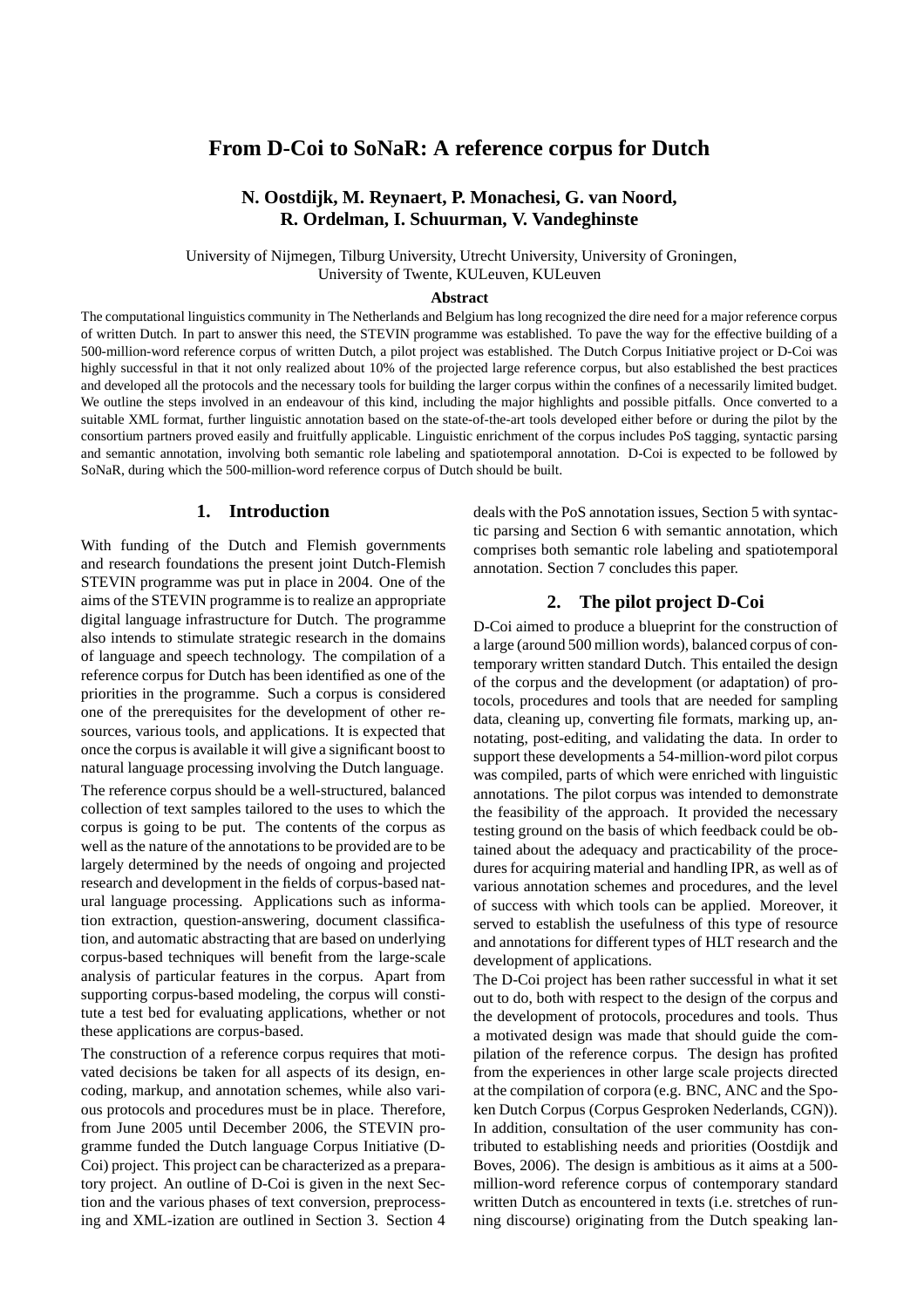# From D-Coi to SoNaR: A reference corpus for Dutch

**N. Oostdijk, M. Reynaert, P. Monachesi, G. van Noord, R. Ordelman, I. Schuurman, V. Vandeghinste**

University of Nijmegen, Tilburg University, Utrecht University, University of Groningen, University of Twente, KULeuven, KULeuven

### Abstract

The computational linguistics community in The Netherlands and Belgium has long recognized the dire need for a major reference corpus of written Dutch. In part to answer this need, the STEVIN programme was established. To pave the way for the effective building of a 500-million-word reference corpus of written Dutch, a pilot project was established. The Dutch Corpus Initiative project or D-Coi was highly successful in that it not only realized about 10% of the projected large reference corpus, but also established the best practices and developed all the protocols and the necessary tools for building the larger corpus within the confines of a necessarily limited budget. We outline the steps involved in an endeavour of this kind, including the major highlights and possible pitfalls. Once converted to a suitable XML format, further linguistic annotation based on the state-of-the-art tools developed either before or during the pilot by the consortium partners proved easily and fruitfully applicable. Linguistic enrichment of the corpus includes PoS tagging, syntactic parsing and semantic annotation, involving both semantic role labeling and spatiotemporal annotation. D-Coi is expected to be followed by SoNaR, during which the 500-million-word reference corpus of Dutch should be built.

## 1. Introduction

With funding of the Dutch and Flemish governments and research foundations the present joint Dutch-Flemish STEVIN programme was put in place in 2004. One of the aims of the STEVIN programme is to realize an appropriate digital language infrastructure for Dutch. The programme also intends to stimulate strategic research in the domains of language and speech technology. The compilation of a reference corpus for Dutch has been identified as one of the priorities in the programme. Such a corpus is considered one of the prerequisites for the development of other resources, various tools, and applications. It is expected that once the corpus is available it will give a significant boost to natural language processing involving the Dutch language.

The reference corpus should be a well-structured, balanced collection of text samples tailored to the uses to which the corpus is going to be put. The contents of the corpus as well as the nature of the annotations to be provided are to be largely determined by the needs of ongoing and projected research and development in the fields of corpus-based natural language processing. Applications such as information extraction, question-answering, document classification, and automatic abstracting that are based on underlying corpus-based techniques will benefit from the large-scale analysis of particular features in the corpus. Apart from supporting corpus-based modeling, the corpus will constitute a test bed for evaluating applications, whether or not these applications are corpus-based.

The construction of a reference corpus requires that motivated decisions be taken for all aspects of its design, encoding, markup, and annotation schemes, while also various protocols and procedures must be in place. Therefore, from June 2005 until December 2006, the STEVIN programme funded the Dutch language Corpus Initiative (D-Coi) project. This project can be characterized as a preparatory project. An outline of D-Coi is given in the next Section and the various phases of text conversion, preprocessing and XML-ization are outlined in Section 3. Section 4 deals with the PoS annotation issues, Section 5 with syntactic parsing and Section 6 with semantic annotation, which comprises both semantic role labeling and spatiotemporal annotation. Section 7 concludes this paper.

## 2. The pilot project D-Coi

D-Coi aimed to produce a blueprint for the construction of a large (around 500 million words), balanced corpus of contemporary written standard Dutch. This entailed the design of the corpus and the development (or adaptation) of protocols, procedures and tools that are needed for sampling data, cleaning up, converting file formats, marking up, annotating, post-editing, and validating the data. In order to support these developments a 54-million-word pilot corpus was compiled, parts of which were enriched with linguistic annotations. The pilot corpus was intended to demonstrate the feasibility of the approach. It provided the necessary testing ground on the basis of which feedback could be obtained about the adequacy and practicability of the procedures for acquiring material and handling IPR, as well as of various annotation schemes and procedures, and the level of success with which tools can be applied. Moreover, it served to establish the usefulness of this type of resource and annotations for different types of HLT research and the development of applications.

The D-Coi project has been rather successful in what it set out to do, both with respect to the design of the corpus and the development of protocols, procedures and tools. Thus a motivated design was made that should guide the compilation of the reference corpus. The design has profited from the experiences in other large scale projects directed at the compilation of corpora (e.g. BNC, ANC and the Spoken Dutch Corpus (Corpus Gesproken Nederlands, CGN)). In addition, consultation of the user community has contributed to establishing needs and priorities (Oostdijk and Boves, 2006). The design is ambitious as it aims at a 500-million-word reference corpus of contemporary standard written Dutch as encountered in texts (i.e. stretches of running discourse) originating from the Dutch speaking lan-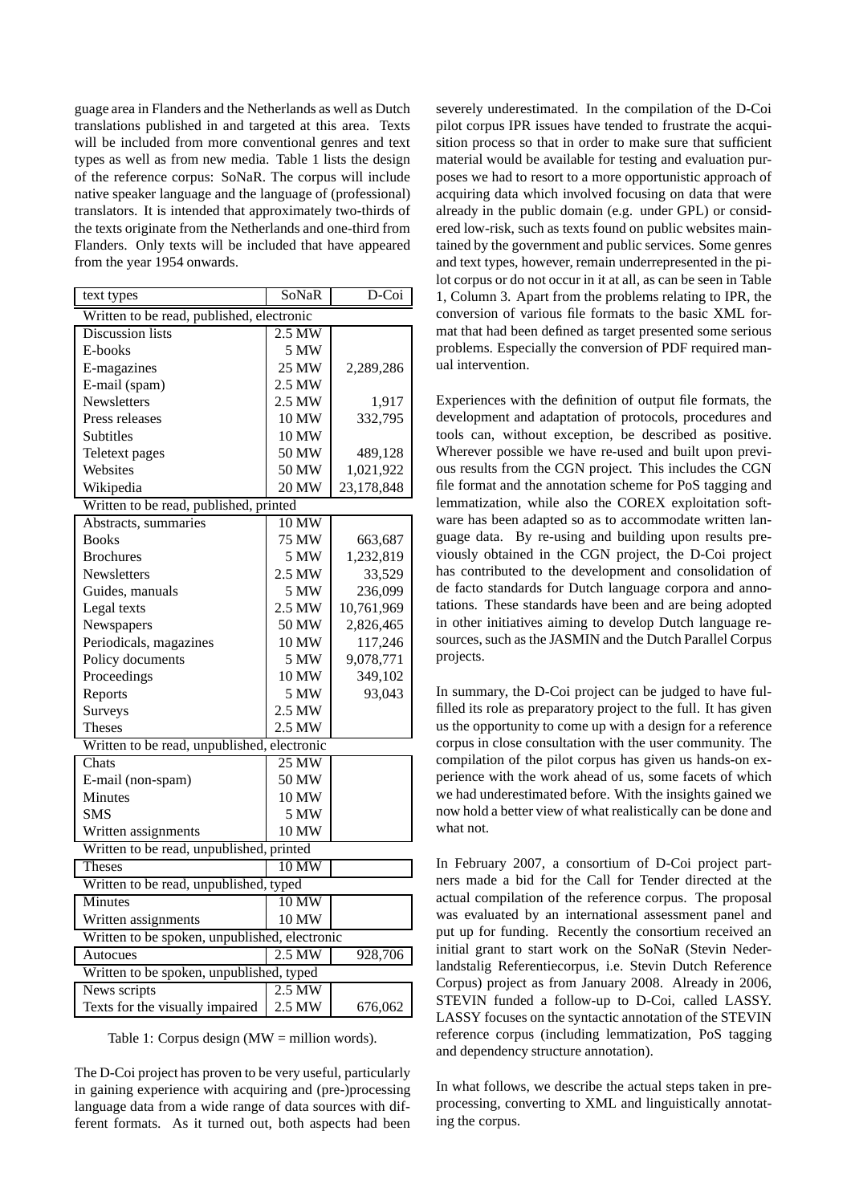guage area in Flanders and the Netherlands as well as Dutch translations published in and targeted at this area. Texts will be included from more conventional genres and text types as well as from new media. Table 1 lists the design of the reference corpus: SoNaR. The corpus will include native speaker language and the language of (professional) translators. It is intended that approximately two-thirds of the texts originate from the Netherlands and one-third from Flanders. Only texts will be included that have appeared from the year 1954 onwards.

| text types | SoNaR | D-Coi |
|---|---|---|
| **Written to be read, published, electronic** | | |
| Discussion lists | 2.5 MW | |
| E-books | 5 MW | |
| E-magazines | 25 MW | 2,289,286 |
| E-mail (spam) | 2.5 MW | |
| Newsletters | 2.5 MW | 1,917 |
| Press releases | 10 MW | 332,795 |
| Subtitles | 10 MW | |
| Teletext pages | 50 MW | 489,128 |
| Websites | 50 MW | 1,021,922 |
| Wikipedia | 20 MW | 23,178,848 |
| **Written to be read, published, printed** | | |
| Abstracts, summaries | 10 MW | |
| Books | 75 MW | 663,687 |
| Brochures | 5 MW | 1,232,819 |
| Newsletters | 2.5 MW | 33,529 |
| Guides, manuals | 5 MW | 236,099 |
| Legal texts | 2.5 MW | 10,761,969 |
| Newspapers | 50 MW | 2,826,465 |
| Periodicals, magazines | 10 MW | 117,246 |
| Policy documents | 5 MW | 9,078,771 |
| Proceedings | 10 MW | 349,102 |
| Reports | 5 MW | 93,043 |
| Surveys | 2.5 MW | |
| Theses | 2.5 MW | |
| **Written to be read, unpublished, electronic** | | |
| Chats | 25 MW | |
| E-mail (non-spam) | 50 MW | |
| Minutes | 10 MW | |
| SMS | 5 MW | |
| Written assignments | 10 MW | |
| **Written to be read, unpublished, printed** | | |
| Theses | 10 MW | |
| **Written to be read, unpublished, typed** | | |
| Minutes | 10 MW | |
| Written assignments | 10 MW | |
| **Written to be spoken, unpublished, electronic** | | |
| Autocues | 2.5 MW | 928,706 |
| **Written to be spoken, unpublished, typed** | | |
| News scripts | 2.5 MW | |
| Texts for the visually impaired | 2.5 MW | 676,062 |

Table 1: Corpus design (MW = million words).

The D-Coi project has proven to be very useful, particularly in gaining experience with acquiring and (pre-)processing language data from a wide range of data sources with different formats. As it turned out, both aspects had been severely underestimated. In the compilation of the D-Coi pilot corpus IPR issues have tended to frustrate the acquisition process so that in order to make sure that sufficient material would be available for testing and evaluation purposes we had to resort to a more opportunistic approach of acquiring data which involved focusing on data that were already in the public domain (e.g. under GPL) or considered low-risk, such as texts found on public websites maintained by the government and public services. Some genres and text types, however, remain underrepresented in the pilot corpus or do not occur in it at all, as can be seen in Table 1, Column 3. Apart from the problems relating to IPR, the conversion of various file formats to the basic XML format that had been defined as target presented some serious problems. Especially the conversion of PDF required manual intervention.

Experiences with the definition of output file formats, the development and adaptation of protocols, procedures and tools can, without exception, be described as positive. Wherever possible we have re-used and built upon previous results from the CGN project. This includes the CGN file format and the annotation scheme for PoS tagging and lemmatization, while also the COREX exploitation software has been adapted so as to accommodate written language data. By re-using and building upon results previously obtained in the CGN project, the D-Coi project has contributed to the development and consolidation of de facto standards for Dutch language corpora and annotations. These standards have been and are being adopted in other initiatives aiming to develop Dutch language resources, such as the JASMIN and the Dutch Parallel Corpus projects.

In summary, the D-Coi project can be judged to have fulfilled its role as preparatory project to the full. It has given us the opportunity to come up with a design for a reference corpus in close consultation with the user community. The compilation of the pilot corpus has given us hands-on experience with the work ahead of us, some facets of which we had underestimated before. With the insights gained we now hold a better view of what realistically can be done and what not.

In February 2007, a consortium of D-Coi project partners made a bid for the Call for Tender directed at the actual compilation of the reference corpus. The proposal was evaluated by an international assessment panel and put up for funding. Recently the consortium received an initial grant to start work on the SoNaR (Stevin Nederlandstalig Referentiecorpus, i.e. Stevin Dutch Reference Corpus) project as from January 2008. Already in 2006, STEVIN funded a follow-up to D-Coi, called LASSY. LASSY focuses on the syntactic annotation of the STEVIN reference corpus (including lemmatization, PoS tagging and dependency structure annotation).

In what follows, we describe the actual steps taken in preprocessing, converting to XML and linguistically annotating the corpus.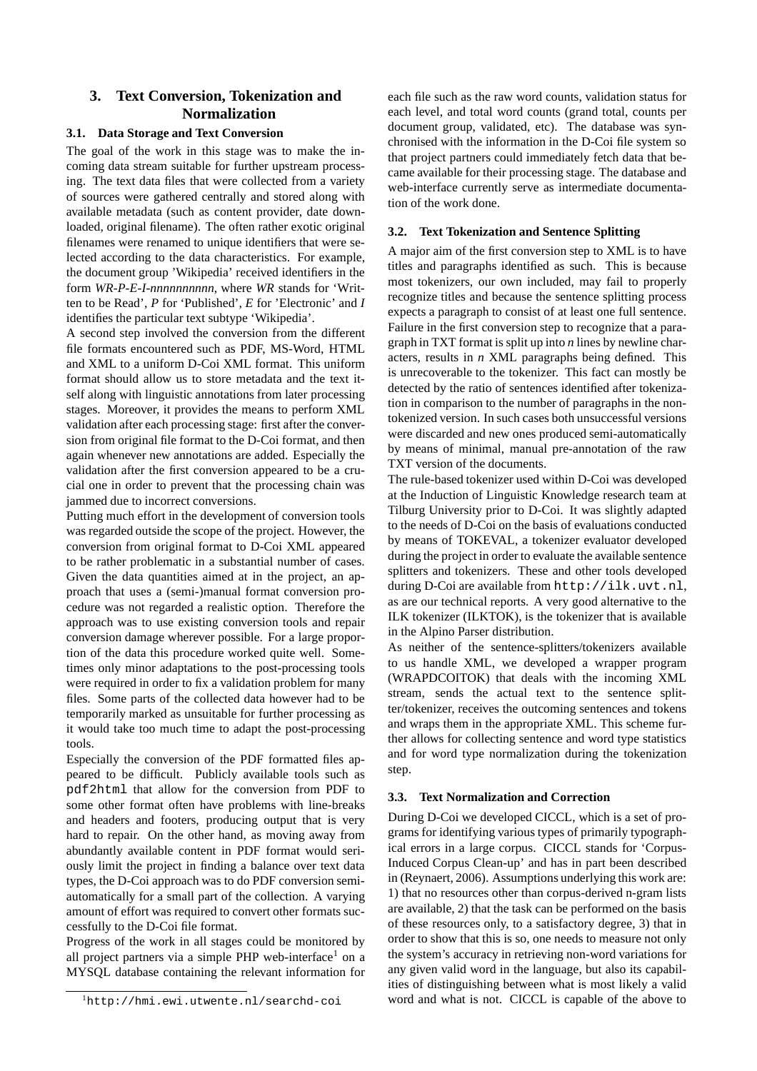## 3. Text Conversion, Tokenization and Normalization

### 3.1. Data Storage and Text Conversion

The goal of the work in this stage was to make the incoming data stream suitable for further upstream processing. The text data files that were collected from a variety of sources were gathered centrally and stored along with available metadata (such as content provider, date downloaded, original filename). The often rather exotic original filenames were renamed to unique identifiers that were selected according to the data characteristics. For example, the document group 'Wikipedia' received identifiers in the form *WR-P-E-I-nnnnnnnnnn*, where *WR* stands for 'Written to be Read', *P* for 'Published', *E* for 'Electronic' and *I* identifies the particular text subtype 'Wikipedia'.

A second step involved the conversion from the different file formats encountered such as PDF, MS-Word, HTML and XML to a uniform D-Coi XML format. This uniform format should allow us to store metadata and the text itself along with linguistic annotations from later processing stages. Moreover, it provides the means to perform XML validation after each processing stage: first after the conversion from original file format to the D-Coi format, and then again whenever new annotations are added. Especially the validation after the first conversion appeared to be a crucial one in order to prevent that the processing chain was jammed due to incorrect conversions.

Putting much effort in the development of conversion tools was regarded outside the scope of the project. However, the conversion from original format to D-Coi XML appeared to be rather problematic in a substantial number of cases. Given the data quantities aimed at in the project, an approach that uses a (semi-)manual format conversion procedure was not regarded a realistic option. Therefore the approach was to use existing conversion tools and repair conversion damage wherever possible. For a large proportion of the data this procedure worked quite well. Sometimes only minor adaptations to the post-processing tools were required in order to fix a validation problem for many files. Some parts of the collected data however had to be temporarily marked as unsuitable for further processing as it would take too much time to adapt the post-processing tools.

Especially the conversion of the PDF formatted files appeared to be difficult. Publicly available tools such as `pdf2html` that allow for the conversion from PDF to some other format often have problems with line-breaks and headers and footers, producing output that is very hard to repair. On the other hand, as moving away from abundantly available content in PDF format would seriously limit the project in finding a balance over text data types, the D-Coi approach was to do PDF conversion semi-automatically for a small part of the collection. A varying amount of effort was required to convert other formats successfully to the D-Coi file format.

Progress of the work in all stages could be monitored by all project partners via a simple PHP web-interface[1] on a MYSQL database containing the relevant information for each file such as the raw word counts, validation status for each level, and total word counts (grand total, counts per document group, validated, etc). The database was synchronised with the information in the D-Coi file system so that project partners could immediately fetch data that became available for their processing stage. The database and web-interface currently serve as intermediate documentation of the work done.

[1] `http://hmi.ewi.utwente.nl/searchd-coi`

### 3.2. Text Tokenization and Sentence Splitting

A major aim of the first conversion step to XML is to have titles and paragraphs identified as such. This is because most tokenizers, our own included, may fail to properly recognize titles and because the sentence splitting process expects a paragraph to consist of at least one full sentence. Failure in the first conversion step to recognize that a paragraph in TXT format is split up into *n* lines by newline characters, results in *n* XML paragraphs being defined. This is unrecoverable to the tokenizer. This fact can mostly be detected by the ratio of sentences identified after tokenization in comparison to the number of paragraphs in the non-tokenized version. In such cases both unsuccessful versions were discarded and new ones produced semi-automatically by means of minimal, manual pre-annotation of the raw TXT version of the documents.

The rule-based tokenizer used within D-Coi was developed at the Induction of Linguistic Knowledge research team at Tilburg University prior to D-Coi. It was slightly adapted to the needs of D-Coi on the basis of evaluations conducted by means of TOKEVAL, a tokenizer evaluator developed during the project in order to evaluate the available sentence splitters and tokenizers. These and other tools developed during D-Coi are available from `http://ilk.uvt.nl`, as are our technical reports. A very good alternative to the ILK tokenizer (ILKTOK), is the tokenizer that is available in the Alpino Parser distribution.

As neither of the sentence-splitters/tokenizers available to us handle XML, we developed a wrapper program (WRAPDCOITOK) that deals with the incoming XML stream, sends the actual text to the sentence splitter/tokenizer, receives the outcoming sentences and tokens and wraps them in the appropriate XML. This scheme further allows for collecting sentence and word type statistics and for word type normalization during the tokenization step.

### 3.3. Text Normalization and Correction

During D-Coi we developed CICCL, which is a set of programs for identifying various types of primarily typographical errors in a large corpus. CICCL stands for 'Corpus-Induced Corpus Clean-up' and has in part been described in (Reynaert, 2006). Assumptions underlying this work are: 1) that no resources other than corpus-derived n-gram lists are available, 2) that the task can be performed on the basis of these resources only, to a satisfactory degree, 3) that in order to show that this is so, one needs to measure not only the system's accuracy in retrieving non-word variations for any given valid word in the language, but also its capabilities of distinguishing between what is most likely a valid word and what is not. CICCL is capable of the above to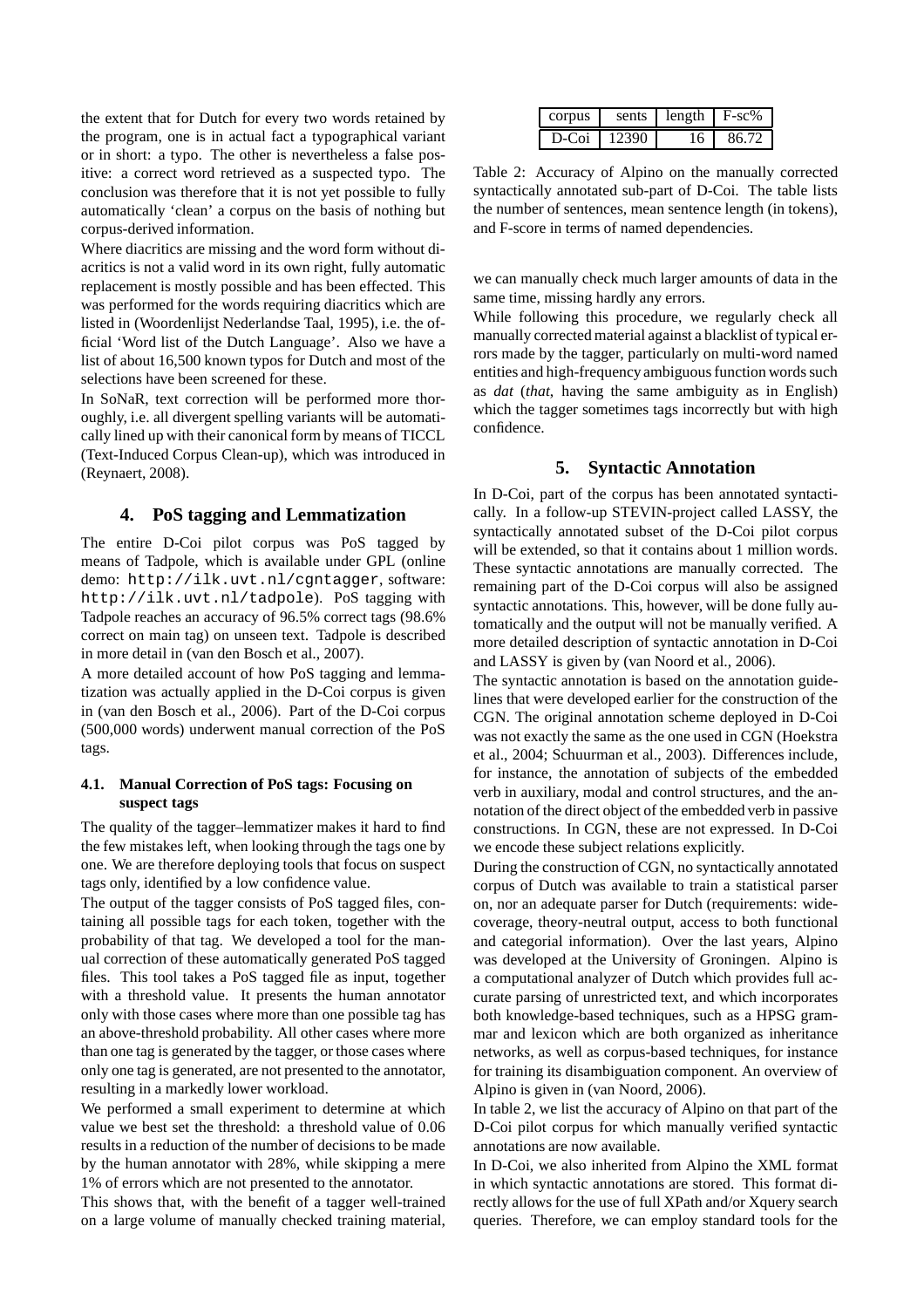the extent that for Dutch for every two words retained by the program, one is in actual fact a typographical variant or in short: a typo. The other is nevertheless a false positive: a correct word retrieved as a suspected typo. The conclusion was therefore that it is not yet possible to fully automatically 'clean' a corpus on the basis of nothing but corpus-derived information.

Where diacritics are missing and the word form without diacritics is not a valid word in its own right, fully automatic replacement is mostly possible and has been effected. This was performed for the words requiring diacritics which are listed in (Woordenlijst Nederlandse Taal, 1995), i.e. the official 'Word list of the Dutch Language'. Also we have a list of about 16,500 known typos for Dutch and most of the selections have been screened for these.

In SoNaR, text correction will be performed more thoroughly, i.e. all divergent spelling variants will be automatically lined up with their canonical form by means of TICCL (Text-Induced Corpus Clean-up), which was introduced in (Reynaert, 2008).

## 4. PoS tagging and Lemmatization

The entire D-Coi pilot corpus was PoS tagged by means of Tadpole, which is available under GPL (online demo: `http://ilk.uvt.nl/cgntagger`, software: `http://ilk.uvt.nl/tadpole`). PoS tagging with Tadpole reaches an accuracy of 96.5% correct tags (98.6% correct on main tag) on unseen text. Tadpole is described in more detail in (van den Bosch et al., 2007).

A more detailed account of how PoS tagging and lemmatization was actually applied in the D-Coi corpus is given in (van den Bosch et al., 2006). Part of the D-Coi corpus (500,000 words) underwent manual correction of the PoS tags.

### 4.1. Manual Correction of PoS tags: Focusing on suspect tags

The quality of the tagger–lemmatizer makes it hard to find the few mistakes left, when looking through the tags one by one. We are therefore deploying tools that focus on suspect tags only, identified by a low confidence value.

The output of the tagger consists of PoS tagged files, containing all possible tags for each token, together with the probability of that tag. We developed a tool for the manual correction of these automatically generated PoS tagged files. This tool takes a PoS tagged file as input, together with a threshold value. It presents the human annotator only with those cases where more than one possible tag has an above-threshold probability. All other cases where more than one tag is generated by the tagger, or those cases where only one tag is generated, are not presented to the annotator, resulting in a markedly lower workload.

We performed a small experiment to determine at which value we best set the threshold: a threshold value of 0.06 results in a reduction of the number of decisions to be made by the human annotator with 28%, while skipping a mere 1% of errors which are not presented to the annotator.

This shows that, with the benefit of a tagger well-trained on a large volume of manually checked training material, we can manually check much larger amounts of data in the same time, missing hardly any errors.

While following this procedure, we regularly check all manually corrected material against a blacklist of typical errors made by the tagger, particularly on multi-word named entities and high-frequency ambiguous function words such as *dat* (*that*, having the same ambiguity as in English) which the tagger sometimes tags incorrectly but with high confidence.

| corpus | sents | length | F-sc% |
|---|---|---|---|
| D-Coi | 12390 | 16 | 86.72 |

Table 2: Accuracy of Alpino on the manually corrected syntactically annotated sub-part of D-Coi. The table lists the number of sentences, mean sentence length (in tokens), and F-score in terms of named dependencies.

## 5. Syntactic Annotation

In D-Coi, part of the corpus has been annotated syntactically. In a follow-up STEVIN-project called LASSY, the syntactically annotated subset of the D-Coi pilot corpus will be extended, so that it contains about 1 million words. These syntactic annotations are manually corrected. The remaining part of the D-Coi corpus will also be assigned syntactic annotations. This, however, will be done fully automatically and the output will not be manually verified. A more detailed description of syntactic annotation in D-Coi and LASSY is given by (van Noord et al., 2006).

The syntactic annotation is based on the annotation guidelines that were developed earlier for the construction of the CGN. The original annotation scheme deployed in D-Coi was not exactly the same as the one used in CGN (Hoekstra et al., 2004; Schuurman et al., 2003). Differences include, for instance, the annotation of subjects of the embedded verb in auxiliary, modal and control structures, and the annotation of the direct object of the embedded verb in passive constructions. In CGN, these are not expressed. In D-Coi we encode these subject relations explicitly.

During the construction of CGN, no syntactically annotated corpus of Dutch was available to train a statistical parser on, nor an adequate parser for Dutch (requirements: wide-coverage, theory-neutral output, access to both functional and categorial information). Over the last years, Alpino was developed at the University of Groningen. Alpino is a computational analyzer of Dutch which provides full accurate parsing of unrestricted text, and which incorporates both knowledge-based techniques, such as a HPSG grammar and lexicon which are both organized as inheritance networks, as well as corpus-based techniques, for instance for training its disambiguation component. An overview of Alpino is given in (van Noord, 2006).

In table 2, we list the accuracy of Alpino on that part of the D-Coi pilot corpus for which manually verified syntactic annotations are now available.

In D-Coi, we also inherited from Alpino the XML format in which syntactic annotations are stored. This format directly allows for the use of full XPath and/or Xquery search queries. Therefore, we can employ standard tools for the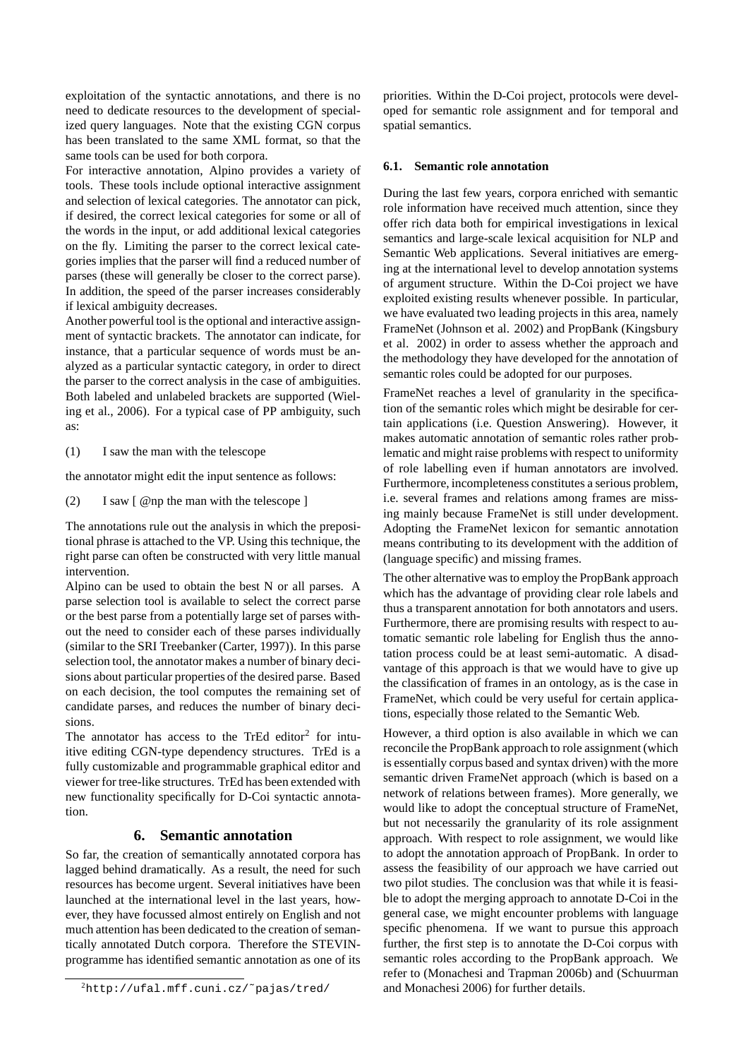exploitation of the syntactic annotations, and there is no need to dedicate resources to the development of specialized query languages. Note that the existing CGN corpus has been translated to the same XML format, so that the same tools can be used for both corpora.

For interactive annotation, Alpino provides a variety of tools. These tools include optional interactive assignment and selection of lexical categories. The annotator can pick, if desired, the correct lexical categories for some or all of the words in the input, or add additional lexical categories on the fly. Limiting the parser to the correct lexical categories implies that the parser will find a reduced number of parses (these will generally be closer to the correct parse). In addition, the speed of the parser increases considerably if lexical ambiguity decreases.

Another powerful tool is the optional and interactive assignment of syntactic brackets. The annotator can indicate, for instance, that a particular sequence of words must be analyzed as a particular syntactic category, in order to direct the parser to the correct analysis in the case of ambiguities. Both labeled and unlabeled brackets are supported (Wieling et al., 2006). For a typical case of PP ambiguity, such as:

(1) I saw the man with the telescope

the annotator might edit the input sentence as follows:

(2) I saw [ @np the man with the telescope ]

The annotations rule out the analysis in which the prepositional phrase is attached to the VP. Using this technique, the right parse can often be constructed with very little manual intervention.

Alpino can be used to obtain the best N or all parses. A parse selection tool is available to select the correct parse or the best parse from a potentially large set of parses without the need to consider each of these parses individually (similar to the SRI Treebanker (Carter, 1997)). In this parse selection tool, the annotator makes a number of binary decisions about particular properties of the desired parse. Based on each decision, the tool computes the remaining set of candidate parses, and reduces the number of binary decisions.

The annotator has access to the TrEd editor[2] for intuitive editing CGN-type dependency structures. TrEd is a fully customizable and programmable graphical editor and viewer for tree-like structures. TrEd has been extended with new functionality specifically for D-Coi syntactic annotation.

## 6. Semantic annotation

So far, the creation of semantically annotated corpora has lagged behind dramatically. As a result, the need for such resources has become urgent. Several initiatives have been launched at the international level in the last years, however, they have focussed almost entirely on English and not much attention has been dedicated to the creation of semantically annotated Dutch corpora. Therefore the STEVIN-programme has identified semantic annotation as one of its priorities. Within the D-Coi project, protocols were developed for semantic role assignment and for temporal and spatial semantics.

### 6.1. Semantic role annotation

During the last few years, corpora enriched with semantic role information have received much attention, since they offer rich data both for empirical investigations in lexical semantics and large-scale lexical acquisition for NLP and Semantic Web applications. Several initiatives are emerging at the international level to develop annotation systems of argument structure. Within the D-Coi project we have exploited existing results whenever possible. In particular, we have evaluated two leading projects in this area, namely FrameNet (Johnson et al. 2002) and PropBank (Kingsbury et al. 2002) in order to assess whether the approach and the methodology they have developed for the annotation of semantic roles could be adopted for our purposes.

FrameNet reaches a level of granularity in the specification of the semantic roles which might be desirable for certain applications (i.e. Question Answering). However, it makes automatic annotation of semantic roles rather problematic and might raise problems with respect to uniformity of role labelling even if human annotators are involved. Furthermore, incompleteness constitutes a serious problem, i.e. several frames and relations among frames are missing mainly because FrameNet is still under development. Adopting the FrameNet lexicon for semantic annotation means contributing to its development with the addition of (language specific) and missing frames.

The other alternative was to employ the PropBank approach which has the advantage of providing clear role labels and thus a transparent annotation for both annotators and users. Furthermore, there are promising results with respect to automatic semantic role labeling for English thus the annotation process could be at least semi-automatic. A disadvantage of this approach is that we would have to give up the classification of frames in an ontology, as is the case in FrameNet, which could be very useful for certain applications, especially those related to the Semantic Web.

However, a third option is also available in which we can reconcile the PropBank approach to role assignment (which is essentially corpus based and syntax driven) with the more semantic driven FrameNet approach (which is based on a network of relations between frames). More generally, we would like to adopt the conceptual structure of FrameNet, but not necessarily the granularity of its role assignment approach. With respect to role assignment, we would like to adopt the annotation approach of PropBank. In order to assess the feasibility of our approach we have carried out two pilot studies. The conclusion was that while it is feasible to adopt the merging approach to annotate D-Coi in the general case, we might encounter problems with language specific phenomena. If we want to pursue this approach further, the first step is to annotate the D-Coi corpus with semantic roles according to the PropBank approach. We refer to (Monachesi and Trapman 2006b) and (Schuurman and Monachesi 2006) for further details.

[2] http://ufal.mff.cuni.cz/~pajas/tred/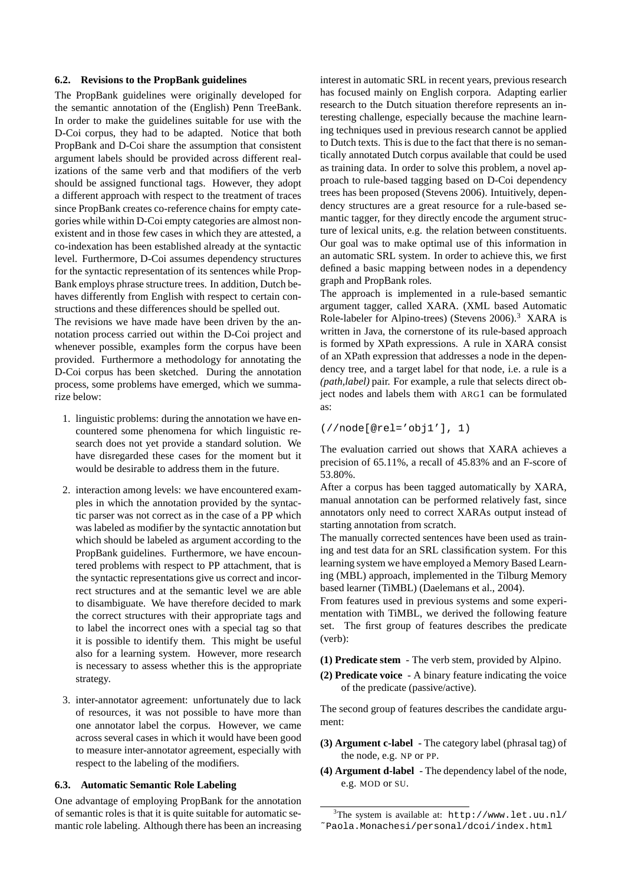### 6.2. Revisions to the PropBank guidelines

The PropBank guidelines were originally developed for the semantic annotation of the (English) Penn TreeBank. In order to make the guidelines suitable for use with the D-Coi corpus, they had to be adapted. Notice that both PropBank and D-Coi share the assumption that consistent argument labels should be provided across different realizations of the same verb and that modifiers of the verb should be assigned functional tags. However, they adopt a different approach with respect to the treatment of traces since PropBank creates co-reference chains for empty categories while within D-Coi empty categories are almost nonexistent and in those few cases in which they are attested, a co-indexation has been established already at the syntactic level. Furthermore, D-Coi assumes dependency structures for the syntactic representation of its sentences while PropBank employs phrase structure trees. In addition, Dutch behaves differently from English with respect to certain constructions and these differences should be spelled out.

The revisions we have made have been driven by the annotation process carried out within the D-Coi project and whenever possible, examples form the corpus have been provided. Furthermore a methodology for annotating the D-Coi corpus has been sketched. During the annotation process, some problems have emerged, which we summarize below:

1. linguistic problems: during the annotation we have encountered some phenomena for which linguistic research does not yet provide a standard solution. We have disregarded these cases for the moment but it would be desirable to address them in the future.

2. interaction among levels: we have encountered examples in which the annotation provided by the syntactic parser was not correct as in the case of a PP which was labeled as modifier by the syntactic annotation but which should be labeled as argument according to the PropBank guidelines. Furthermore, we have encountered problems with respect to PP attachment, that is the syntactic representations give us correct and incorrect structures and at the semantic level we are able to disambiguate. We have therefore decided to mark the correct structures with their appropriate tags and to label the incorrect ones with a special tag so that it is possible to identify them. This might be useful also for a learning system. However, more research is necessary to assess whether this is the appropriate strategy.

3. inter-annotator agreement: unfortunately due to lack of resources, it was not possible to have more than one annotator label the corpus. However, we came across several cases in which it would have been good to measure inter-annotator agreement, especially with respect to the labeling of the modifiers.

### 6.3. Automatic Semantic Role Labeling

One advantage of employing PropBank for the annotation of semantic roles is that it is quite suitable for automatic semantic role labeling. Although there has been an increasing interest in automatic SRL in recent years, previous research has focused mainly on English corpora. Adapting earlier research to the Dutch situation therefore represents an interesting challenge, especially because the machine learning techniques used in previous research cannot be applied to Dutch texts. This is due to the fact that there is no semantically annotated Dutch corpus available that could be used as training data. In order to solve this problem, a novel approach to rule-based tagging based on D-Coi dependency trees has been proposed (Stevens 2006). Intuitively, dependency structures are a great resource for a rule-based semantic tagger, for they directly encode the argument structure of lexical units, e.g. the relation between constituents. Our goal was to make optimal use of this information in an automatic SRL system. In order to achieve this, we first defined a basic mapping between nodes in a dependency graph and PropBank roles.

The approach is implemented in a rule-based semantic argument tagger, called XARA. (XML based Automatic Role-labeler for Alpino-trees) (Stevens 2006).[3] XARA is written in Java, the cornerstone of its rule-based approach is formed by XPath expressions. A rule in XARA consist of an XPath expression that addresses a node in the dependency tree, and a target label for that node, i.e. a rule is a *(path,label)* pair. For example, a rule that selects direct object nodes and labels them with ARG1 can be formulated as:

```
(//node[@rel='obj1'], 1)
```

The evaluation carried out shows that XARA achieves a precision of 65.11%, a recall of 45.83% and an F-score of 53.80%.

After a corpus has been tagged automatically by XARA, manual annotation can be performed relatively fast, since annotators only need to correct XARAs output instead of starting annotation from scratch.

The manually corrected sentences have been used as training and test data for an SRL classification system. For this learning system we have employed a Memory Based Learning (MBL) approach, implemented in the Tilburg Memory based learner (TiMBL) (Daelemans et al., 2004).

From features used in previous systems and some experimentation with TiMBL, we derived the following feature set. The first group of features describes the predicate (verb):

**(1) Predicate stem** - The verb stem, provided by Alpino.

**(2) Predicate voice** - A binary feature indicating the voice of the predicate (passive/active).

The second group of features describes the candidate argument:

**(3) Argument c-label** - The category label (phrasal tag) of the node, e.g. NP or PP.

**(4) Argument d-label** - The dependency label of the node, e.g. MOD or SU.

[3] The system is available at: http://www.let.uu.nl/~Paola.Monachesi/personal/dcoi/index.html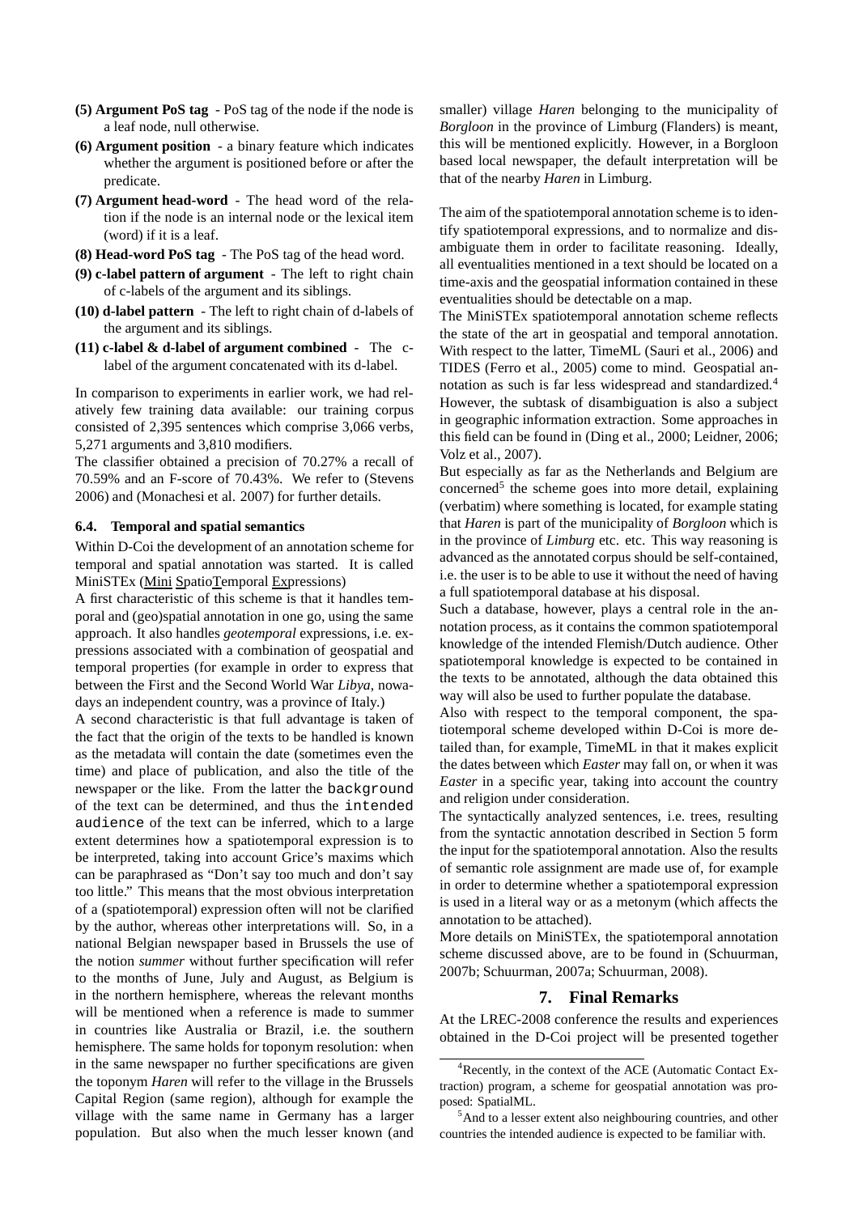**(5) Argument PoS tag** - PoS tag of the node if the node is a leaf node, null otherwise.

**(6) Argument position** - a binary feature which indicates whether the argument is positioned before or after the predicate.

**(7) Argument head-word** - The head word of the relation if the node is an internal node or the lexical item (word) if it is a leaf.

**(8) Head-word PoS tag** - The PoS tag of the head word.

**(9) c-label pattern of argument** - The left to right chain of c-labels of the argument and its siblings.

**(10) d-label pattern** - The left to right chain of d-labels of the argument and its siblings.

**(11) c-label & d-label of argument combined** - The c-label of the argument concatenated with its d-label.

In comparison to experiments in earlier work, we had relatively few training data available: our training corpus consisted of 2,395 sentences which comprise 3,066 verbs, 5,271 arguments and 3,810 modifiers.

The classifier obtained a precision of 70.27% a recall of 70.59% and an F-score of 70.43%. We refer to (Stevens 2006) and (Monachesi et al. 2007) for further details.

### 6.4. Temporal and spatial semantics

Within D-Coi the development of an annotation scheme for temporal and spatial annotation was started. It is called MiniSTEx (Mini SpatioTemporal Expressions)

A first characteristic of this scheme is that it handles temporal and (geo)spatial annotation in one go, using the same approach. It also handles *geotemporal* expressions, i.e. expressions associated with a combination of geospatial and temporal properties (for example in order to express that between the First and the Second World War *Libya*, nowadays an independent country, was a province of Italy.)

A second characteristic is that full advantage is taken of the fact that the origin of the texts to be handled is known as the metadata will contain the date (sometimes even the time) and place of publication, and also the title of the newspaper or the like. From the latter the background of the text can be determined, and thus the intended audience of the text can be inferred, which to a large extent determines how a spatiotemporal expression is to be interpreted, taking into account Grice's maxims which can be paraphrased as "Don't say too much and don't say too little." This means that the most obvious interpretation of a (spatiotemporal) expression often will not be clarified by the author, whereas other interpretations will. So, in a national Belgian newspaper based in Brussels the use of the notion *summer* without further specification will refer to the months of June, July and August, as Belgium is in the northern hemisphere, whereas the relevant months will be mentioned when a reference is made to summer in countries like Australia or Brazil, i.e. the southern hemisphere. The same holds for toponym resolution: when in the same newspaper no further specifications are given the toponym *Haren* will refer to the village in the Brussels Capital Region (same region), although for example the village with the same name in Germany has a larger population. But also when the much lesser known (and smaller) village *Haren* belonging to the municipality of *Borgloon* in the province of Limburg (Flanders) is meant, this will be mentioned explicitly. However, in a Borgloon based local newspaper, the default interpretation will be that of the nearby *Haren* in Limburg.

The aim of the spatiotemporal annotation scheme is to identify spatiotemporal expressions, and to normalize and disambiguate them in order to facilitate reasoning. Ideally, all eventualities mentioned in a text should be located on a time-axis and the geospatial information contained in these eventualities should be detectable on a map.

The MiniSTEx spatiotemporal annotation scheme reflects the state of the art in geospatial and temporal annotation. With respect to the latter, TimeML (Sauri et al., 2006) and TIDES (Ferro et al., 2005) come to mind. Geospatial annotation as such is far less widespread and standardized.[4] However, the subtask of disambiguation is also a subject in geographic information extraction. Some approaches in this field can be found in (Ding et al., 2000; Leidner, 2006; Volz et al., 2007).

But especially as far as the Netherlands and Belgium are concerned[5] the scheme goes into more detail, explaining (verbatim) where something is located, for example stating that *Haren* is part of the municipality of *Borgloon* which is in the province of *Limburg* etc. etc. This way reasoning is advanced as the annotated corpus should be self-contained, i.e. the user is to be able to use it without the need of having a full spatiotemporal database at his disposal.

Such a database, however, plays a central role in the annotation process, as it contains the common spatiotemporal knowledge of the intended Flemish/Dutch audience. Other spatiotemporal knowledge is expected to be contained in the texts to be annotated, although the data obtained this way will also be used to further populate the database.

Also with respect to the temporal component, the spatiotemporal scheme developed within D-Coi is more detailed than, for example, TimeML in that it makes explicit the dates between which *Easter* may fall on, or when it was *Easter* in a specific year, taking into account the country and religion under consideration.

The syntactically analyzed sentences, i.e. trees, resulting from the syntactic annotation described in Section 5 form the input for the spatiotemporal annotation. Also the results of semantic role assignment are made use of, for example in order to determine whether a spatiotemporal expression is used in a literal way or as a metonym (which affects the annotation to be attached).

More details on MiniSTEx, the spatiotemporal annotation scheme discussed above, are to be found in (Schuurman, 2007b; Schuurman, 2007a; Schuurman, 2008).

## 7. Final Remarks

At the LREC-2008 conference the results and experiences obtained in the D-Coi project will be presented together

[4] Recently, in the context of the ACE (Automatic Contact Extraction) program, a scheme for geospatial annotation was proposed: SpatialML.

[5] And to a lesser extent also neighbouring countries, and other countries the intended audience is expected to be familiar with.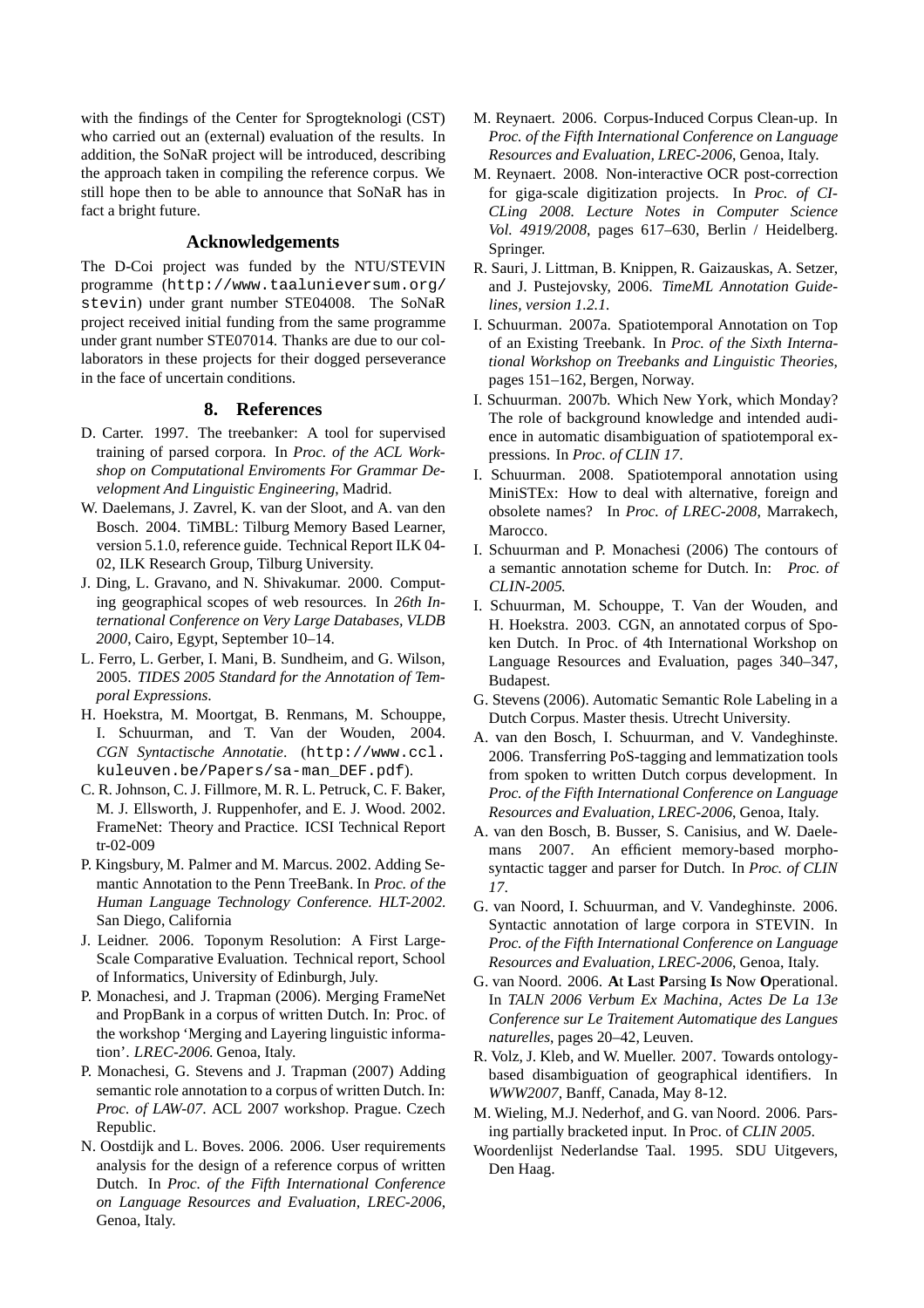with the findings of the Center for Sprogteknologi (CST) who carried out an (external) evaluation of the results. In addition, the SoNaR project will be introduced, describing the approach taken in compiling the reference corpus. We still hope then to be able to announce that SoNaR has in fact a bright future.

## Acknowledgements

The D-Coi project was funded by the NTU/STEVIN programme (http://www.taalunieversum.org/stevin) under grant number STE04008. The SoNaR project received initial funding from the same programme under grant number STE07014. Thanks are due to our collaborators in these projects for their dogged perseverance in the face of uncertain conditions.

## 8. References

D. Carter. 1997. The treebanker: A tool for supervised training of parsed corpora. In *Proc. of the ACL Workshop on Computational Enviroments For Grammar Development And Linguistic Engineering*, Madrid.

W. Daelemans, J. Zavrel, K. van der Sloot, and A. van den Bosch. 2004. TiMBL: Tilburg Memory Based Learner, version 5.1.0, reference guide. Technical Report ILK 04-02, ILK Research Group, Tilburg University.

J. Ding, L. Gravano, and N. Shivakumar. 2000. Computing geographical scopes of web resources. In *26th International Conference on Very Large Databases, VLDB 2000*, Cairo, Egypt, September 10–14.

L. Ferro, L. Gerber, I. Mani, B. Sundheim, and G. Wilson, 2005. *TIDES 2005 Standard for the Annotation of Temporal Expressions*.

H. Hoekstra, M. Moortgat, B. Renmans, M. Schouppe, I. Schuurman, and T. Van der Wouden, 2004. *CGN Syntactische Annotatie*. (http://www.ccl.kuleuven.be/Papers/sa-man_DEF.pdf).

C. R. Johnson, C. J. Fillmore, M. R. L. Petruck, C. F. Baker, M. J. Ellsworth, J. Ruppenhofer, and E. J. Wood. 2002. FrameNet: Theory and Practice. ICSI Technical Report tr-02-009

P. Kingsbury, M. Palmer and M. Marcus. 2002. Adding Semantic Annotation to the Penn TreeBank. In *Proc. of the Human Language Technology Conference. HLT-2002.* San Diego, California

J. Leidner. 2006. Toponym Resolution: A First Large-Scale Comparative Evaluation. Technical report, School of Informatics, University of Edinburgh, July.

P. Monachesi, and J. Trapman (2006). Merging FrameNet and PropBank in a corpus of written Dutch. In: Proc. of the workshop 'Merging and Layering linguistic information'. *LREC-2006*. Genoa, Italy.

P. Monachesi, G. Stevens and J. Trapman (2007) Adding semantic role annotation to a corpus of written Dutch. In: *Proc. of LAW-07*. ACL 2007 workshop. Prague. Czech Republic.

N. Oostdijk and L. Boves. 2006. 2006. User requirements analysis for the design of a reference corpus of written Dutch. In *Proc. of the Fifth International Conference on Language Resources and Evaluation, LREC-2006*, Genoa, Italy.

M. Reynaert. 2006. Corpus-Induced Corpus Clean-up. In *Proc. of the Fifth International Conference on Language Resources and Evaluation, LREC-2006*, Genoa, Italy.

M. Reynaert. 2008. Non-interactive OCR post-correction for giga-scale digitization projects. In *Proc. of CICLing 2008. Lecture Notes in Computer Science Vol. 4919/2008*, pages 617–630, Berlin / Heidelberg. Springer.

R. Sauri, J. Littman, B. Knippen, R. Gaizauskas, A. Setzer, and J. Pustejovsky, 2006. *TimeML Annotation Guidelines, version 1.2.1.*

I. Schuurman. 2007a. Spatiotemporal Annotation on Top of an Existing Treebank. In *Proc. of the Sixth International Workshop on Treebanks and Linguistic Theories*, pages 151–162, Bergen, Norway.

I. Schuurman. 2007b. Which New York, which Monday? The role of background knowledge and intended audience in automatic disambiguation of spatiotemporal expressions. In *Proc. of CLIN 17*.

I. Schuurman. 2008. Spatiotemporal annotation using MiniSTEx: How to deal with alternative, foreign and obsolete names? In *Proc. of LREC-2008*, Marrakech, Marocco.

I. Schuurman and P. Monachesi (2006) The contours of a semantic annotation scheme for Dutch. In: *Proc. of CLIN-2005.*

I. Schuurman, M. Schouppe, T. Van der Wouden, and H. Hoekstra. 2003. CGN, an annotated corpus of Spoken Dutch. In Proc. of 4th International Workshop on Language Resources and Evaluation, pages 340–347, Budapest.

G. Stevens (2006). Automatic Semantic Role Labeling in a Dutch Corpus. Master thesis. Utrecht University.

A. van den Bosch, I. Schuurman, and V. Vandeghinste. 2006. Transferring PoS-tagging and lemmatization tools from spoken to written Dutch corpus development. In *Proc. of the Fifth International Conference on Language Resources and Evaluation, LREC-2006*, Genoa, Italy.

A. van den Bosch, B. Busser, S. Canisius, and W. Daelemans 2007. An efficient memory-based morphosyntactic tagger and parser for Dutch. In *Proc. of CLIN 17*.

G. van Noord, I. Schuurman, and V. Vandeghinste. 2006. Syntactic annotation of large corpora in STEVIN. In *Proc. of the Fifth International Conference on Language Resources and Evaluation, LREC-2006*, Genoa, Italy.

G. van Noord. 2006. **A**t **L**ast **P**arsing **I**s **N**ow **O**perational. In *TALN 2006 Verbum Ex Machina, Actes De La 13e Conference sur Le Traitement Automatique des Langues naturelles*, pages 20–42, Leuven.

R. Volz, J. Kleb, and W. Mueller. 2007. Towards ontology-based disambiguation of geographical identifiers. In *WWW2007*, Banff, Canada, May 8-12.

M. Wieling, M.J. Nederhof, and G. van Noord. 2006. Parsing partially bracketed input. In Proc. of *CLIN 2005*.

Woordenlijst Nederlandse Taal. 1995. SDU Uitgevers, Den Haag.